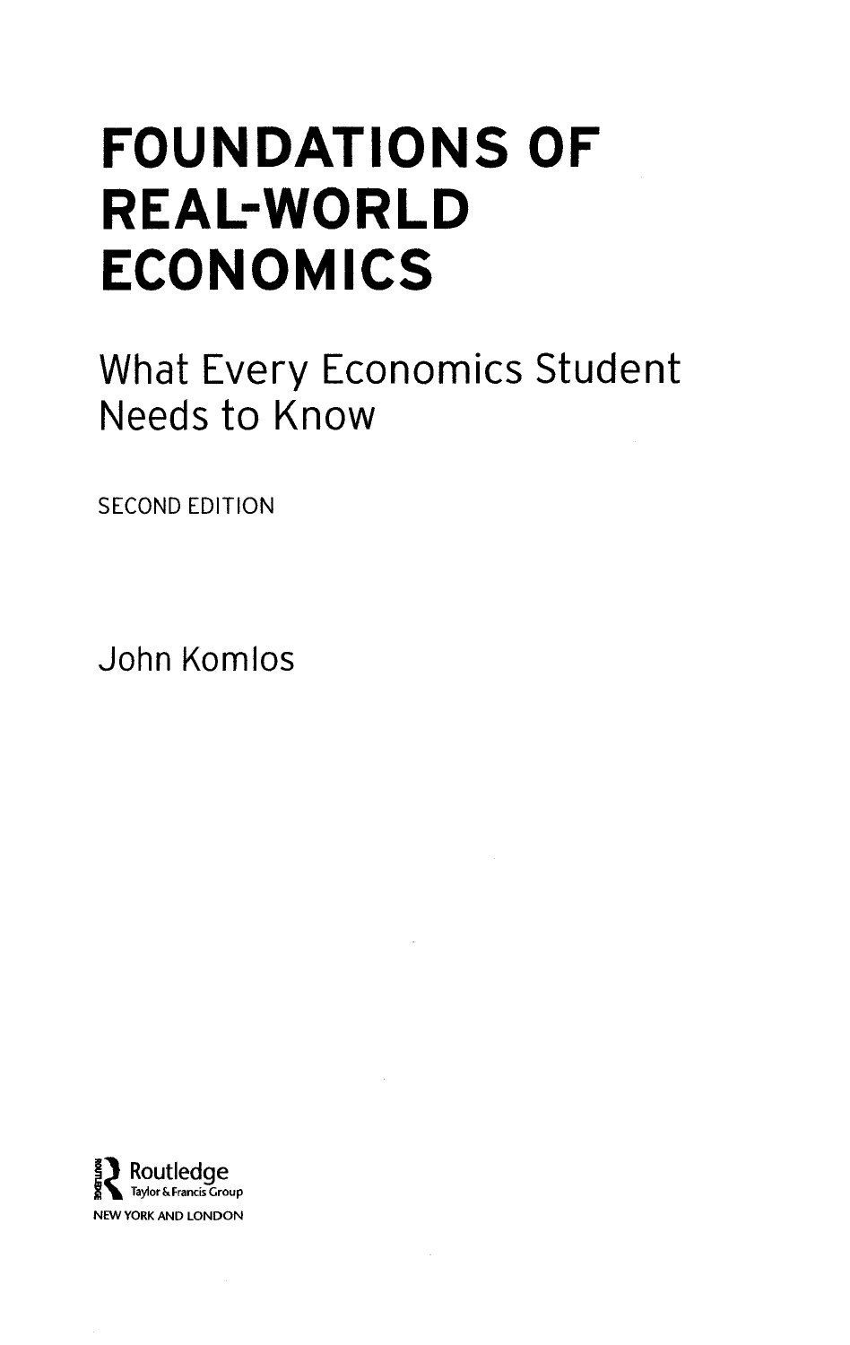# FOUNDATIONS OF REAL-WORLD ECONOMICS

## What Every Economics Student Needs to Know

SECOND EDITION

John Komlos

Routledge
Taylor & Francis Group
NEW YORK AND LONDON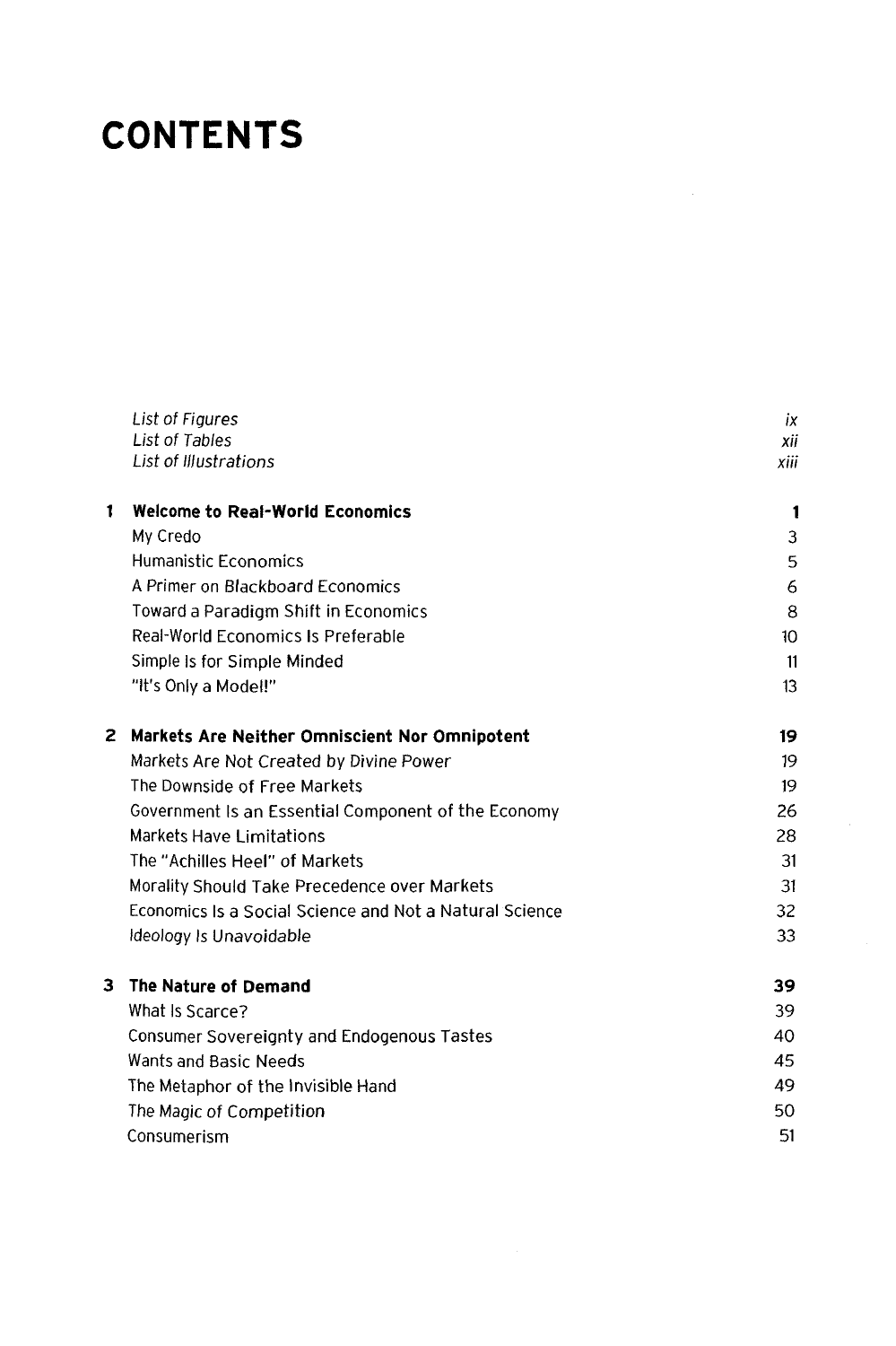# CONTENTS

| | | |
|---|---|---|
| | *List of Figures* | *ix* |
| | *List of Tables* | *xii* |
| | *List of Illustrations* | *xiii* |
| **1** | **Welcome to Real-World Economics** | **1** |
| | My Credo | 3 |
| | Humanistic Economics | 5 |
| | A Primer on Blackboard Economics | 6 |
| | Toward a Paradigm Shift in Economics | 8 |
| | Real-World Economics Is Preferable | 10 |
| | Simple Is for Simple Minded | 11 |
| | "It's Only a Model!" | 13 |
| **2** | **Markets Are Neither Omniscient Nor Omnipotent** | **19** |
| | Markets Are Not Created by Divine Power | 19 |
| | The Downside of Free Markets | 19 |
| | Government Is an Essential Component of the Economy | 26 |
| | Markets Have Limitations | 28 |
| | The "Achilles Heel" of Markets | 31 |
| | Morality Should Take Precedence over Markets | 31 |
| | Economics Is a Social Science and Not a Natural Science | 32 |
| | Ideology Is Unavoidable | 33 |
| **3** | **The Nature of Demand** | **39** |
| | What Is Scarce? | 39 |
| | Consumer Sovereignty and Endogenous Tastes | 40 |
| | Wants and Basic Needs | 45 |
| | The Metaphor of the Invisible Hand | 49 |
| | The Magic of Competition | 50 |
| | Consumerism | 51 |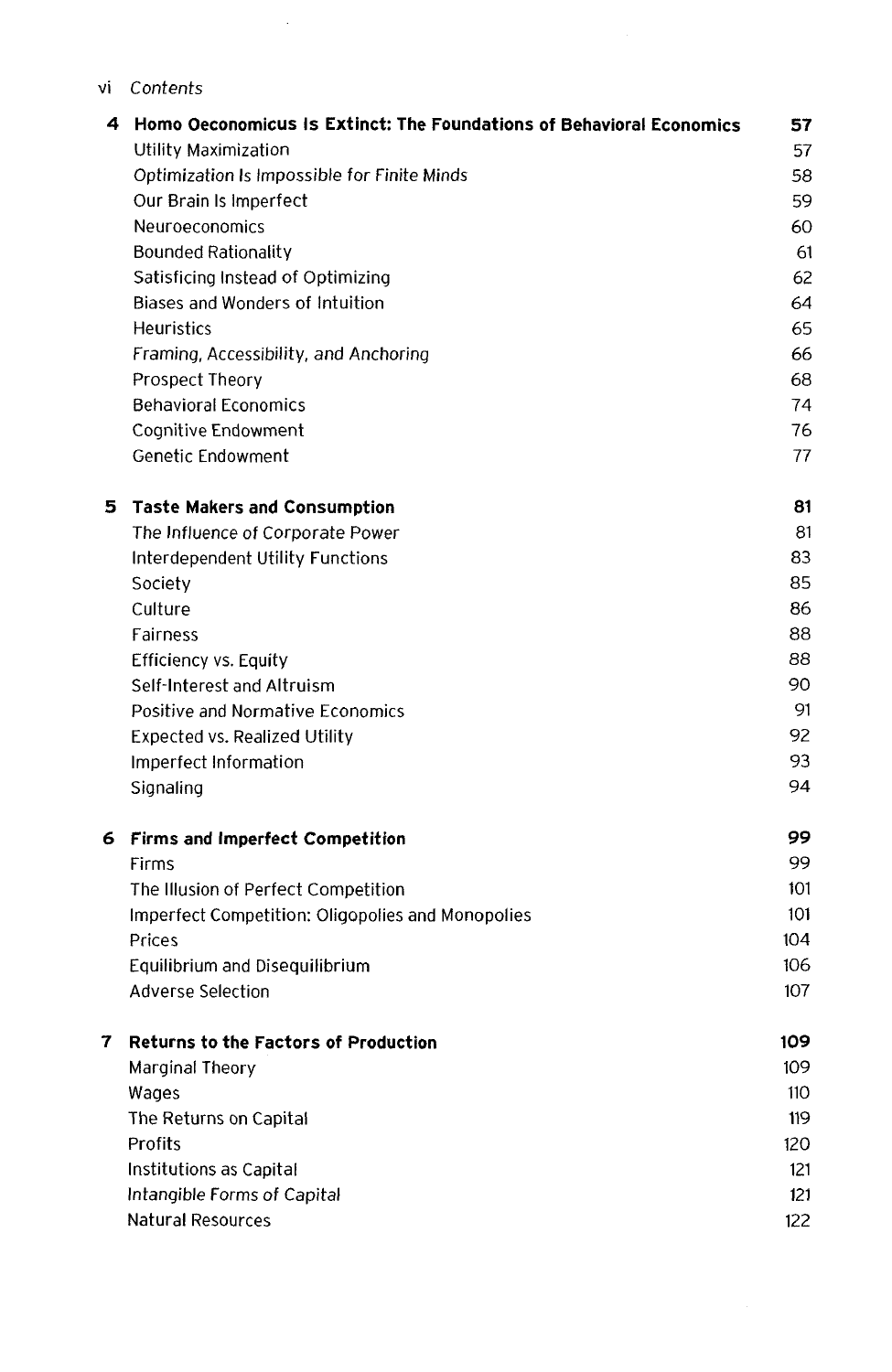| | | |
|---|---|---|
| **4** | **Homo Oeconomicus Is Extinct: The Foundations of Behavioral Economics** | **57** |
| | Utility Maximization | 57 |
| | *Optimization Is Impossible for Finite Minds* | 58 |
| | Our Brain Is Imperfect | 59 |
| | Neuroeconomics | 60 |
| | Bounded Rationality | 61 |
| | Satisficing Instead of Optimizing | 62 |
| | Biases and Wonders of Intuition | 64 |
| | Heuristics | 65 |
| | Framing, Accessibility, and Anchoring | 66 |
| | Prospect Theory | 68 |
| | Behavioral Economics | 74 |
| | Cognitive Endowment | 76 |
| | Genetic Endowment | 77 |
| **5** | **Taste Makers and Consumption** | **81** |
| | The Influence of Corporate Power | 81 |
| | Interdependent Utility Functions | 83 |
| | Society | 85 |
| | Culture | 86 |
| | Fairness | 88 |
| | Efficiency vs. Equity | 88 |
| | Self-Interest and Altruism | 90 |
| | Positive and Normative Economics | 91 |
| | Expected vs. Realized Utility | 92 |
| | Imperfect Information | 93 |
| | Signaling | 94 |
| **6** | **Firms and Imperfect Competition** | **99** |
| | Firms | 99 |
| | The Illusion of Perfect Competition | 101 |
| | Imperfect Competition: Oligopolies and Monopolies | 101 |
| | Prices | 104 |
| | Equilibrium and Disequilibrium | 106 |
| | Adverse Selection | 107 |
| **7** | **Returns to the Factors of Production** | **109** |
| | Marginal Theory | 109 |
| | Wages | 110 |
| | The Returns on Capital | 119 |
| | Profits | 120 |
| | Institutions as Capital | 121 |
| | *Intangible Forms of Capital* | 121 |
| | Natural Resources | 122 |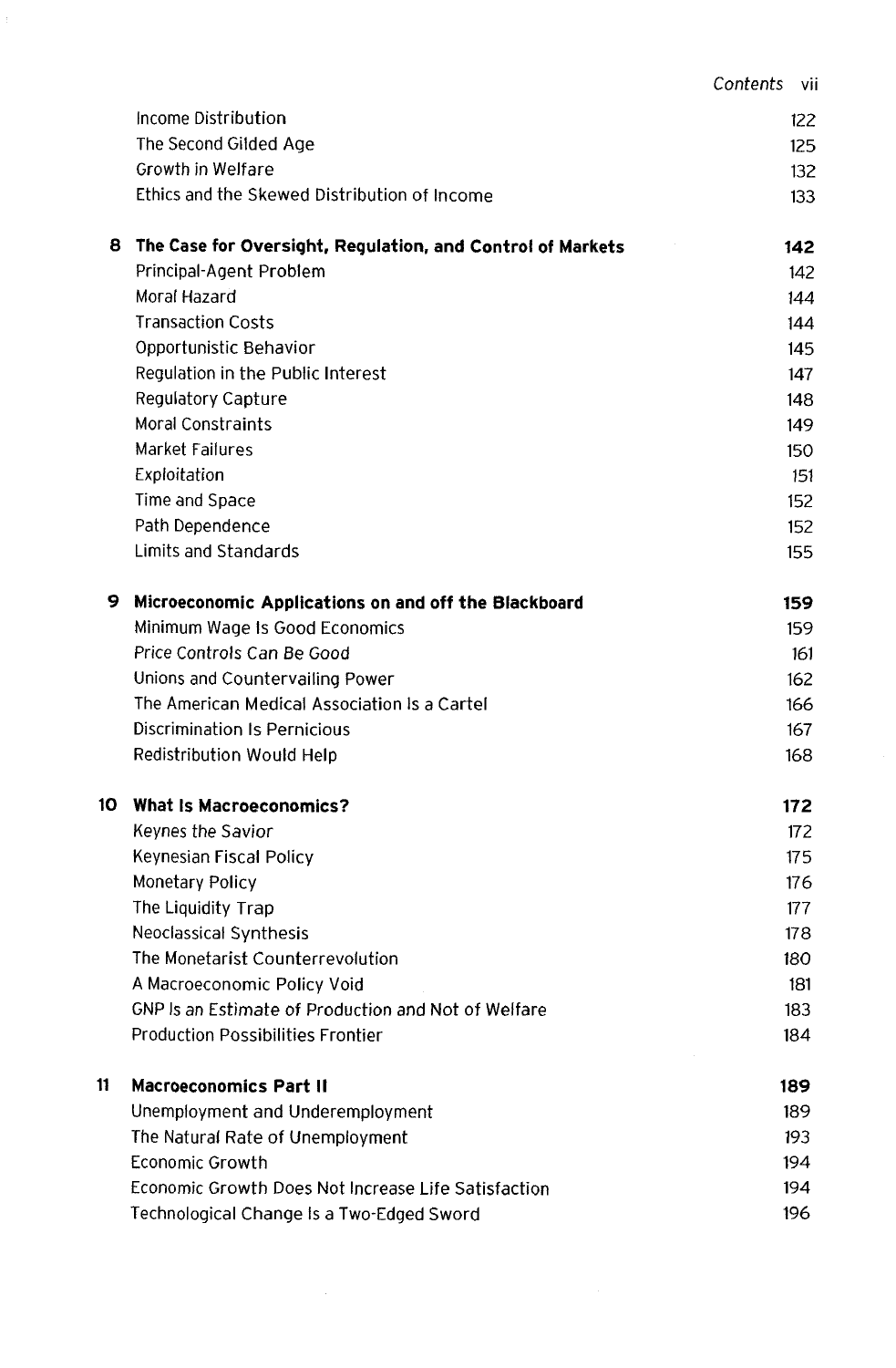| | | |
|---|---|---|
| | Income Distribution | 122 |
| | The Second Gilded Age | 125 |
| | Growth in Welfare | 132 |
| | Ethics and the Skewed Distribution of Income | 133 |
| **8** | **The Case for Oversight, Regulation, and Control of Markets** | **142** |
| | Principal-Agent Problem | 142 |
| | Moral Hazard | 144 |
| | Transaction Costs | 144 |
| | Opportunistic Behavior | 145 |
| | Regulation in the Public Interest | 147 |
| | Regulatory Capture | 148 |
| | Moral Constraints | 149 |
| | Market Failures | 150 |
| | Exploitation | 151 |
| | Time and Space | 152 |
| | Path Dependence | 152 |
| | Limits and Standards | 155 |
| **9** | **Microeconomic Applications on and off the Blackboard** | **159** |
| | Minimum Wage Is Good Economics | 159 |
| | Price Controls Can Be Good | 161 |
| | Unions and Countervailing Power | 162 |
| | The American Medical Association Is a Cartel | 166 |
| | Discrimination Is Pernicious | 167 |
| | Redistribution Would Help | 168 |
| **10** | **What Is Macroeconomics?** | **172** |
| | Keynes the Savior | 172 |
| | Keynesian Fiscal Policy | 175 |
| | Monetary Policy | 176 |
| | The Liquidity Trap | 177 |
| | Neoclassical Synthesis | 178 |
| | The Monetarist Counterrevolution | 180 |
| | A Macroeconomic Policy Void | 181 |
| | GNP Is an Estimate of Production and Not of Welfare | 183 |
| | Production Possibilities Frontier | 184 |
| **11** | **Macroeconomics Part II** | **189** |
| | Unemployment and Underemployment | 189 |
| | The Natural Rate of Unemployment | 193 |
| | Economic Growth | 194 |
| | Economic Growth Does Not Increase Life Satisfaction | 194 |
| | Technological Change Is a Two-Edged Sword | 196 |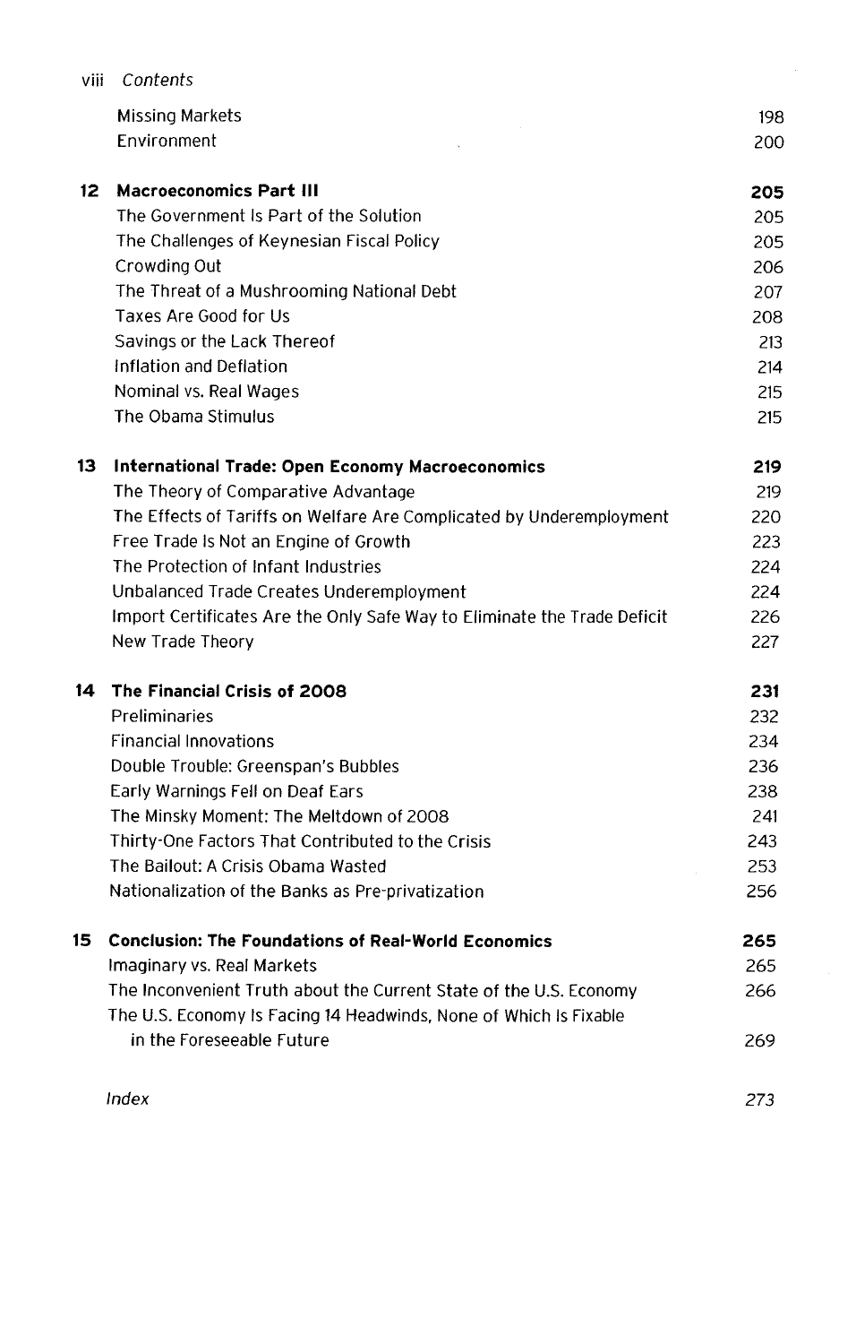| | |
|---|---|
| Missing Markets | 198 |
| Environment | 200 |
| **12 Macroeconomics Part III** | **205** |
| The Government Is Part of the Solution | 205 |
| The Challenges of Keynesian Fiscal Policy | 205 |
| Crowding Out | 206 |
| The Threat of a Mushrooming National Debt | 207 |
| Taxes Are Good for Us | 208 |
| Savings or the Lack Thereof | 213 |
| Inflation and Deflation | 214 |
| Nominal vs. Real Wages | 215 |
| The Obama Stimulus | 215 |
| **13 International Trade: Open Economy Macroeconomics** | **219** |
| The Theory of Comparative Advantage | 219 |
| The Effects of Tariffs on Welfare Are Complicated by Underemployment | 220 |
| Free Trade Is Not an Engine of Growth | 223 |
| The Protection of Infant Industries | 224 |
| Unbalanced Trade Creates Underemployment | 224 |
| Import Certificates Are the Only Safe Way to Eliminate the Trade Deficit | 226 |
| New Trade Theory | 227 |
| **14 The Financial Crisis of 2008** | **231** |
| Preliminaries | 232 |
| Financial Innovations | 234 |
| Double Trouble: Greenspan's Bubbles | 236 |
| Early Warnings Fell on Deaf Ears | 238 |
| The Minsky Moment: The Meltdown of 2008 | 241 |
| Thirty-One Factors That Contributed to the Crisis | 243 |
| The Bailout: A Crisis Obama Wasted | 253 |
| Nationalization of the Banks as Pre-privatization | 256 |
| **15 Conclusion: The Foundations of Real-World Economics** | **265** |
| Imaginary vs. Real Markets | 265 |
| The Inconvenient Truth about the Current State of the U.S. Economy | 266 |
| The U.S. Economy Is Facing 14 Headwinds, None of Which Is Fixable in the Foreseeable Future | 269 |
| *Index* | *273* |